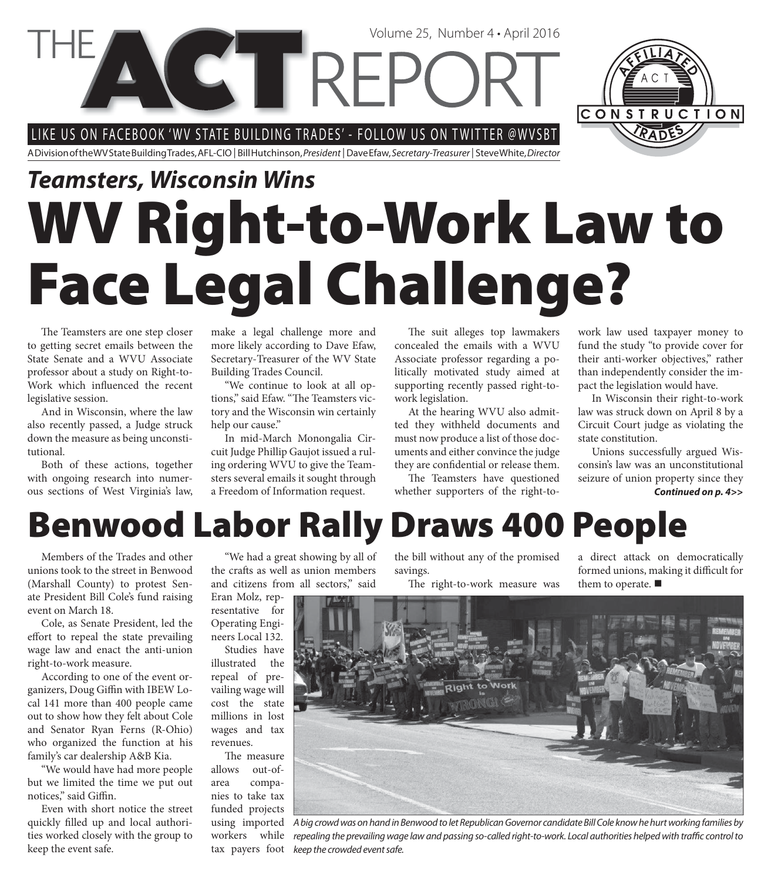# THE ACT REPORT

Volume 25, Number 4 • April 2016

LIKE US ON FACEBOOK 'WV STATE BUILDING TRADES' - FOLLOW US ON TWITTER @WVSBT

A Division of the WV State Building Trades, AFL-CIO | Bill Hutchinson, *President* | Dave Efaw, *Secretary-Treasurer* | Steve White, *Director*

## *Teamsters, Wisconsin Wins*

# WV Right-to-Work Law to Face Legal Challenge?

The Teamsters are one step closer to getting secret emails between the State Senate and a WVU Associate professor about a study on Right-to-Work which influenced the recent legislative session.

And in Wisconsin, where the law also recently passed, a Judge struck down the measure as being unconstitutional.

Both of these actions, together with ongoing research into numerous sections of West Virginia's law, make a legal challenge more and more likely according to Dave Efaw, Secretary-Treasurer of the WV State Building Trades Council.

"We continue to look at all options," said Efaw. "The Teamsters victory and the Wisconsin win certainly help our cause."

In mid-March Monongalia Circuit Judge Phillip Gaujot issued a ruling ordering WVU to give the Teamsters several emails it sought through a Freedom of Information request.

The suit alleges top lawmakers concealed the emails with a WVU Associate professor regarding a politically motivated study aimed at supporting recently passed right-to-work legislation.

At the hearing WVU also admitted they withheld documents and must now produce a list of those documents and either convince the judge they are confidential or release them.

The Teamsters have questioned whether supporters of the right-to-work law used taxpayer money to fund the study "to provide cover for their anti-worker objectives," rather than independently consider the impact the legislation would have.

In Wisconsin their right-to-work law was struck down on April 8 by a Circuit Court judge as violating the state constitution.

Unions successfully argued Wisconsin's law was an unconstitutional seizure of union property since they

***Continued on p. 4>>***

# Benwood Labor Rally Draws 400 People

Members of the Trades and other unions took to the street in Benwood (Marshall County) to protest Senate President Bill Cole's fund raising event on March 18.

Cole, as Senate President, led the effort to repeal the state prevailing wage law and enact the anti-union right-to-work measure.

According to one of the event organizers, Doug Giffin with IBEW Local 141 more than 400 people came out to show how they felt about Cole and Senator Ryan Ferns (R-Ohio) who organized the function at his family's car dealership A&B Kia.

"We would have had more people but we limited the time we put out notices," said Giffin.

Even with short notice the street quickly filled up and local authorities worked closely with the group to keep the event safe.

"We had a great showing by all of the crafts as well as union members and citizens from all sectors," said Eran Molz, representative for Operating Engineers Local 132.

Studies have illustrated the repeal of prevailing wage will cost the state millions in lost wages and tax revenues.

The measure allows out-of-area companies to take tax funded projects using imported workers while tax payers foot the bill without any of the promised savings.

The right-to-work measure was a direct attack on democratically formed unions, making it difficult for them to operate. ■

*A big crowd was on hand in Benwood to let Republican Governor candidate Bill Cole know he hurt working families by repealing the prevailing wage law and passing so-called right-to-work. Local authorities helped with traffic control to keep the crowded event safe.*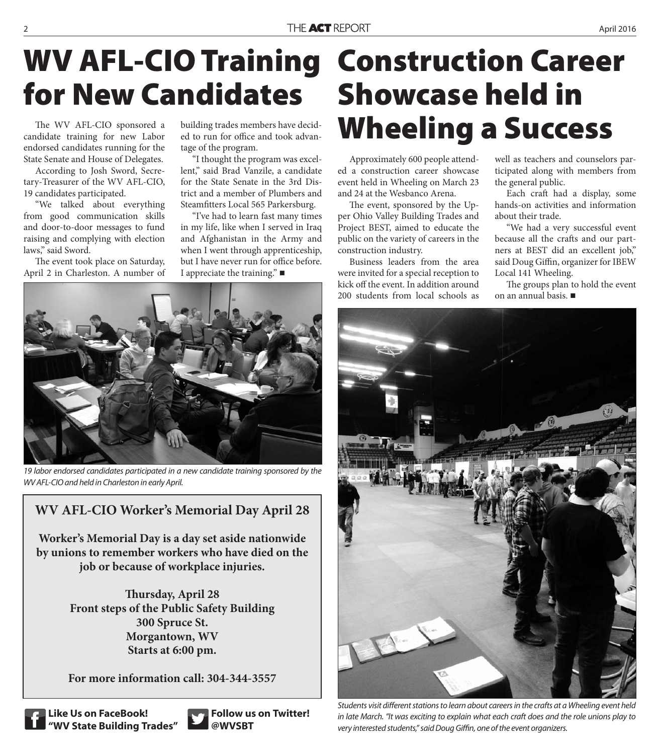# WV AFL-CIO Training for New Candidates

The WV AFL-CIO sponsored a candidate training for new Labor endorsed candidates running for the State Senate and House of Delegates.

According to Josh Sword, Secretary-Treasurer of the WV AFL-CIO, 19 candidates participated.

"We talked about everything from good communication skills and door-to-door messages to fund raising and complying with election laws," said Sword.

The event took place on Saturday, April 2 in Charleston. A number of building trades members have decided to run for office and took advantage of the program.

"I thought the program was excellent," said Brad Vanzile, a candidate for the State Senate in the 3rd District and a member of Plumbers and Steamfitters Local 565 Parkersburg.

"I've had to learn fast many times in my life, like when I served in Iraq and Afghanistan in the Army and when I went through apprenticeship, but I have never run for office before. I appreciate the training." ■

*19 labor endorsed candidates participated in a new candidate training sponsored by the WV AFL-CIO and held in Charleston in early April.*

## WV AFL-CIO Worker's Memorial Day April 28

**Worker's Memorial Day is a day set aside nationwide by unions to remember workers who have died on the job or because of workplace injuries.**

**Thursday, April 28**
**Front steps of the Public Safety Building**
**300 Spruce St.**
**Morgantown, WV**
**Starts at 6:00 pm.**

**For more information call: 304-344-3557**

**Like Us on FaceBook! "WV State Building Trades"**

**Follow us on Twitter! @WVSBT**

# Construction Career Showcase held in Wheeling a Success

Approximately 600 people attended a construction career showcase event held in Wheeling on March 23 and 24 at the Wesbanco Arena.

The event, sponsored by the Upper Ohio Valley Building Trades and Project BEST, aimed to educate the public on the variety of careers in the construction industry.

Business leaders from the area were invited for a special reception to kick off the event. In addition around 200 students from local schools as well as teachers and counselors participated along with members from the general public.

Each craft had a display, some hands-on activities and information about their trade.

"We had a very successful event because all the crafts and our partners at BEST did an excellent job," said Doug Giffin, organizer for IBEW Local 141 Wheeling.

The groups plan to hold the event on an annual basis. ■

*Students visit different stations to learn about careers in the crafts at a Wheeling event held in late March. "It was exciting to explain what each craft does and the role unions play to very interested students," said Doug Giffin, one of the event organizers.*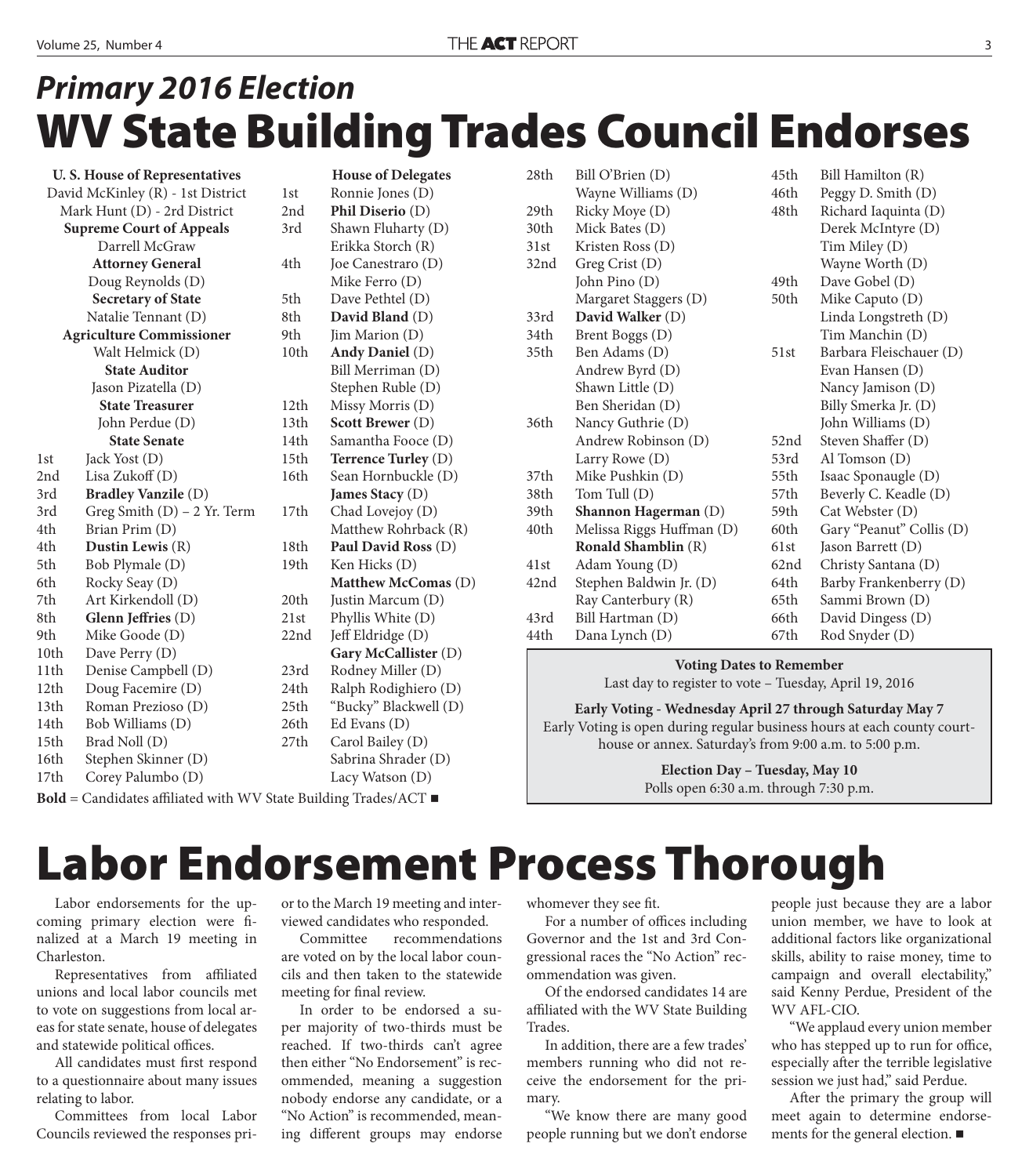## *Primary 2016 Election*

# WV State Building Trades Council Endorses

**U. S. House of Representatives**

David McKinley (R) - 1st District

Mark Hunt (D) - 2rd District

**Supreme Court of Appeals**

Darrell McGraw

**Attorney General**

Doug Reynolds (D)

**Secretary of State**

Natalie Tennant (D)

**Agriculture Commissioner**

Walt Helmick (D)

**State Auditor**

Jason Pizatella (D)

**State Treasurer**

John Perdue (D)

**State Senate**

| District | Candidate |
|---|---|
| 1st | Jack Yost (D) |
| 2nd | Lisa Zukoff (D) |
| 3rd | **Bradley Vanzile** (D) |
| 3rd | Greg Smith (D) – 2 Yr. Term |
| 4th | Brian Prim (D) |
| 4th | **Dustin Lewis** (R) |
| 5th | Bob Plymale (D) |
| 6th | Rocky Seay (D) |
| 7th | Art Kirkendoll (D) |
| 8th | **Glenn Jeffries** (D) |
| 9th | Mike Goode (D) |
| 10th | Dave Perry (D) |
| 11th | Denise Campbell (D) |
| 12th | Doug Facemire (D) |
| 13th | Roman Prezioso (D) |
| 14th | Bob Williams (D) |
| 15th | Brad Noll (D) |
| 16th | Stephen Skinner (D) |
| 17th | Corey Palumbo (D) |

**House of Delegates**

| District | Candidate |
|---|---|
| 1st | Ronnie Jones (D) |
| 2nd | **Phil Diserio** (D) |
| 3rd | Shawn Fluharty (D) |
| | Erikka Storch (R) |
| 4th | Joe Canestraro (D) |
| | Mike Ferro (D) |
| 5th | Dave Pethtel (D) |
| 8th | **David Bland** (D) |
| 9th | Jim Marion (D) |
| 10th | **Andy Daniel** (D) |
| | Bill Merriman (D) |
| | Stephen Ruble (D) |
| 12th | Missy Morris (D) |
| 13th | **Scott Brewer** (D) |
| 14th | Samantha Fooce (D) |
| 15th | **Terrence Turley** (D) |
| 16th | Sean Hornbuckle (D) |
| | **James Stacy** (D) |
| 17th | Chad Lovejoy (D) |
| | Matthew Rohrback (R) |
| 18th | **Paul David Ross** (D) |
| 19th | Ken Hicks (D) |
| | **Matthew McComas** (D) |
| 20th | Justin Marcum (D) |
| 21st | Phyllis White (D) |
| 22nd | Jeff Eldridge (D) |
| | **Gary McCallister** (D) |
| 23rd | Rodney Miller (D) |
| 24th | Ralph Rodighiero (D) |
| 25th | "Bucky" Blackwell (D) |
| 26th | Ed Evans (D) |
| 27th | Carol Bailey (D) |
| | Sabrina Shrader (D) |
| | Lacy Watson (D) |
| 28th | Bill O'Brien (D) |
| | Wayne Williams (D) |
| 29th | Ricky Moye (D) |
| 30th | Mick Bates (D) |
| 31st | Kristen Ross (D) |
| 32nd | Greg Crist (D) |
| | John Pino (D) |
| | Margaret Staggers (D) |
| 33rd | **David Walker** (D) |
| 34th | Brent Boggs (D) |
| 35th | Ben Adams (D) |
| | Andrew Byrd (D) |
| | Shawn Little (D) |
| | Ben Sheridan (D) |
| 36th | Nancy Guthrie (D) |
| | Andrew Robinson (D) |
| | Larry Rowe (D) |
| 37th | Mike Pushkin (D) |
| 38th | Tom Tull (D) |
| 39th | **Shannon Hagerman** (D) |
| 40th | Melissa Riggs Huffman (D) |
| | **Ronald Shamblin** (R) |
| 41st | Adam Young (D) |
| 42nd | Stephen Baldwin Jr. (D) |
| | Ray Canterbury (R) |
| 43rd | Bill Hartman (D) |
| 44th | Dana Lynch (D) |
| 45th | Bill Hamilton (R) |
| 46th | Peggy D. Smith (D) |
| 48th | Richard Iaquinta (D) |
| | Derek McIntyre (D) |
| | Tim Miley (D) |
| | Wayne Worth (D) |
| 49th | Dave Gobel (D) |
| 50th | Mike Caputo (D) |
| | Linda Longstreth (D) |
| | Tim Manchin (D) |
| 51st | Barbara Fleischauer (D) |
| | Evan Hansen (D) |
| | Nancy Jamison (D) |
| | Billy Smerka Jr. (D) |
| | John Williams (D) |
| 52nd | Steven Shaffer (D) |
| 53rd | Al Tomson (D) |
| 55th | Isaac Sponaugle (D) |
| 57th | Beverly C. Keadle (D) |
| 59th | Cat Webster (D) |
| 60th | Gary "Peanut" Collis (D) |
| 61st | Jason Barrett (D) |
| 62nd | Christy Santana (D) |
| 64th | Barby Frankenberry (D) |
| 65th | Sammi Brown (D) |
| 66th | David Dingess (D) |
| 67th | Rod Snyder (D) |

**Bold** = Candidates affiliated with WV State Building Trades/ACT ■

**Voting Dates to Remember**

Last day to register to vote – Tuesday, April 19, 2016

**Early Voting - Wednesday April 27 through Saturday May 7**

Early Voting is open during regular business hours at each county courthouse or annex. Saturday's from 9:00 a.m. to 5:00 p.m.

**Election Day – Tuesday, May 10**

Polls open 6:30 a.m. through 7:30 p.m.

# Labor Endorsement Process Thorough

Labor endorsements for the upcoming primary election were finalized at a March 19 meeting in Charleston.

Representatives from affiliated unions and local labor councils met to vote on suggestions from local areas for state senate, house of delegates and statewide political offices.

All candidates must first respond to a questionnaire about many issues relating to labor.

Committees from local Labor Councils reviewed the responses prior to the March 19 meeting and interviewed candidates who responded.

Committee recommendations are voted on by the local labor councils and then taken to the statewide meeting for final review.

In order to be endorsed a super majority of two-thirds must be reached. If two-thirds can't agree then either "No Endorsement" is recommended, meaning a suggestion nobody endorse any candidate, or a "No Action" is recommended, meaning different groups may endorse whomever they see fit.

For a number of offices including Governor and the 1st and 3rd Congressional races the "No Action" recommendation was given.

Of the endorsed candidates 14 are affiliated with the WV State Building Trades.

In addition, there are a few trades' members running who did not receive the endorsement for the primary.

"We know there are many good people running but we don't endorse people just because they are a labor union member, we have to look at additional factors like organizational skills, ability to raise money, time to campaign and overall electability," said Kenny Perdue, President of the WV AFL-CIO.

"We applaud every union member who has stepped up to run for office, especially after the terrible legislative session we just had," said Perdue.

After the primary the group will meet again to determine endorsements for the general election. ■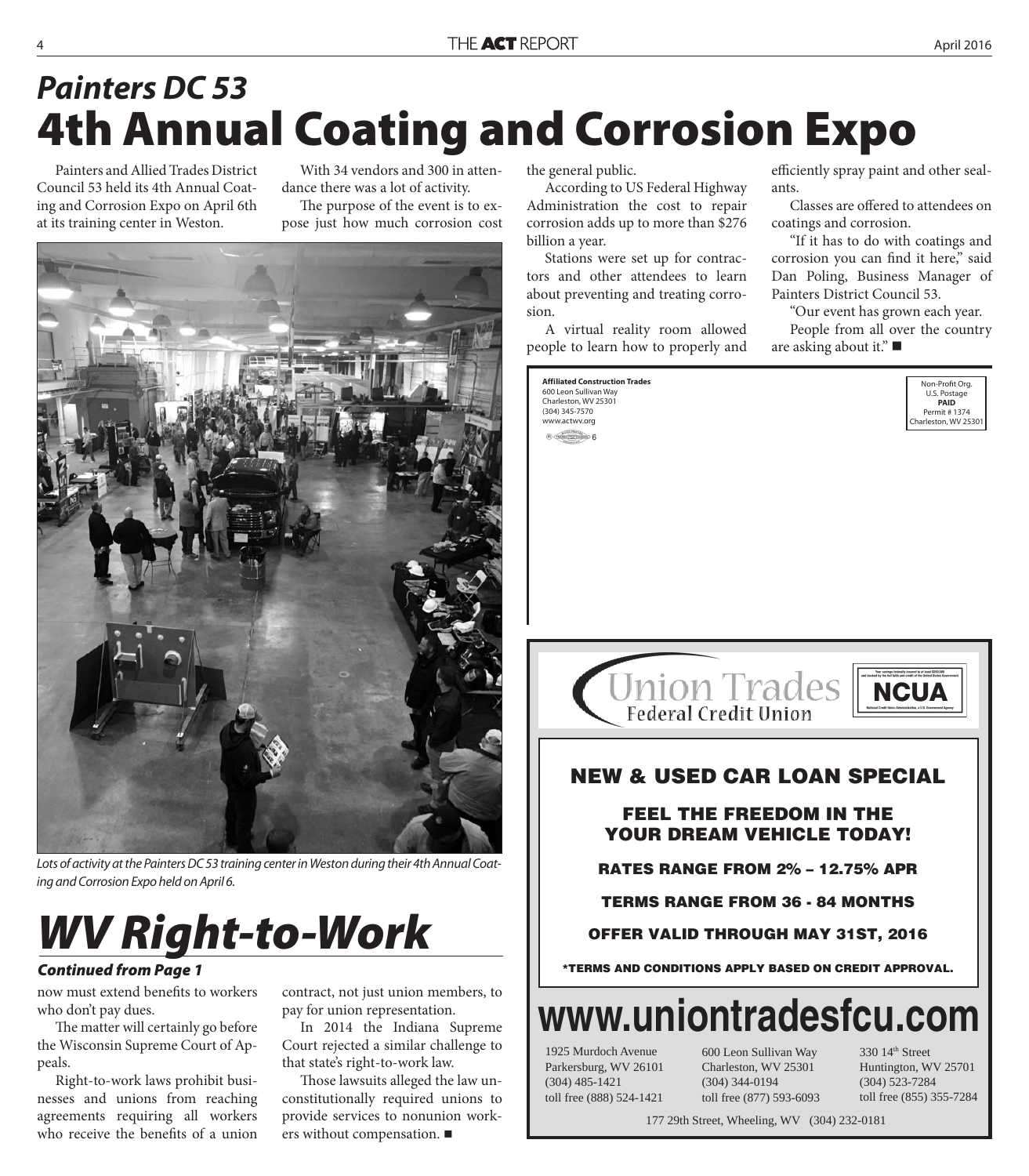## *Painters DC 53*

# 4th Annual Coating and Corrosion Expo

Painters and Allied Trades District Council 53 held its 4th Annual Coating and Corrosion Expo on April 6th at its training center in Weston.

With 34 vendors and 300 in attendance there was a lot of activity.

The purpose of the event is to expose just how much corrosion cost the general public.

According to US Federal Highway Administration the cost to repair corrosion adds up to more than $276 billion a year.

Stations were set up for contractors and other attendees to learn about preventing and treating corrosion.

A virtual reality room allowed people to learn how to properly and efficiently spray paint and other sealants.

Classes are offered to attendees on coatings and corrosion.

"If it has to do with coatings and corrosion you can find it here," said Dan Poling, Business Manager of Painters District Council 53.

"Our event has grown each year.

People from all over the country are asking about it." ■

*Lots of activity at the Painters DC 53 training center in Weston during their 4th Annual Coating and Corrosion Expo held on April 6.*

# *WV Right-to-Work*

***Continued from Page 1***

now must extend benefits to workers who don't pay dues.

The matter will certainly go before the Wisconsin Supreme Court of Appeals.

Right-to-work laws prohibit businesses and unions from reaching agreements requiring all workers who receive the benefits of a union contract, not just union members, to pay for union representation.

In 2014 the Indiana Supreme Court rejected a similar challenge to that state's right-to-work law.

Those lawsuits alleged the law unconstitutionally required unions to provide services to nonunion workers without compensation. ■

---

**Affiliated Construction Trades**
600 Leon Sullivan Way
Charleston, WV 25301
(304) 345-7570
www.actwv.org

Non-Profit Org.
U.S. Postage
**PAID**
Permit # 1374
Charleston, WV 25301

---

**Union Trades Federal Credit Union**

NCUA

**NEW & USED CAR LOAN SPECIAL**

**FEEL THE FREEDOM IN THE YOUR DREAM VEHICLE TODAY!**

**RATES RANGE FROM 2% – 12.75% APR**

**TERMS RANGE FROM 36 - 84 MONTHS**

**OFFER VALID THROUGH MAY 31ST, 2016**

**\*TERMS AND CONDITIONS APPLY BASED ON CREDIT APPROVAL.**

**www.uniontradesfcu.com**

1925 Murdoch Avenue
Parkersburg, WV 26101
(304) 485-1421
toll free (888) 524-1421

600 Leon Sullivan Way
Charleston, WV 25301
(304) 344-0194
toll free (877) 593-6093

330 14th Street
Huntington, WV 25701
(304) 523-7284
toll free (855) 355-7284

177 29th Street, Wheeling, WV (304) 232-0181